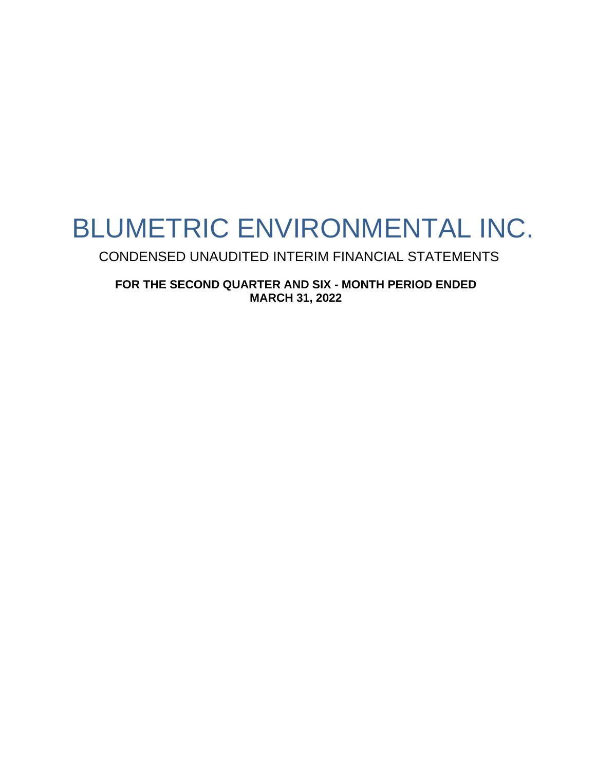# BLUMETRIC ENVIRONMENTAL INC.

## CONDENSED UNAUDITED INTERIM FINANCIAL STATEMENTS

**FOR THE SECOND QUARTER AND SIX - MONTH PERIOD ENDED MARCH 31, 2022**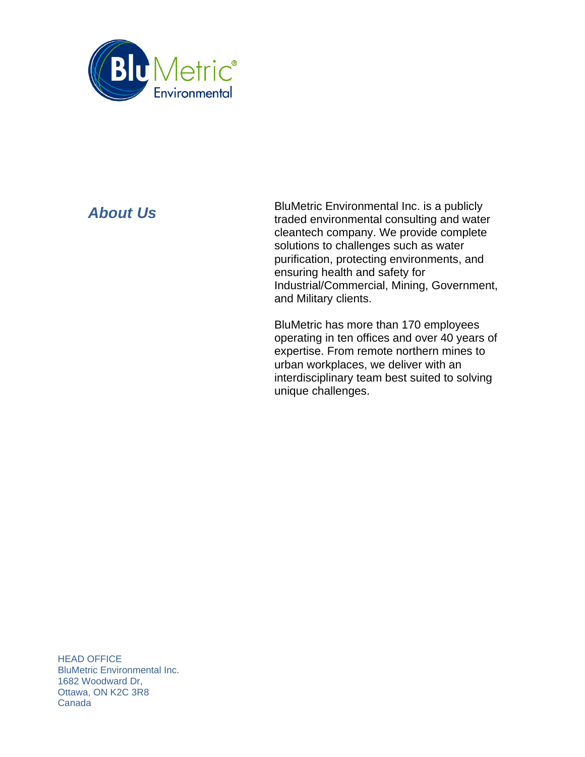## About Us

BluMetric Environmental Inc. is a publicly traded environmental consulting and water cleantech company. We provide complete solutions to challenges such as water purification, protecting environments, and ensuring health and safety for Industrial/Commercial, Mining, Government, and Military clients.

BluMetric has more than 170 employees operating in ten offices and over 40 years of expertise. From remote northern mines to urban workplaces, we deliver with an interdisciplinary team best suited to solving unique challenges.

HEAD OFFICE
BluMetric Environmental Inc.
1682 Woodward Dr,
Ottawa, ON K2C 3R8
Canada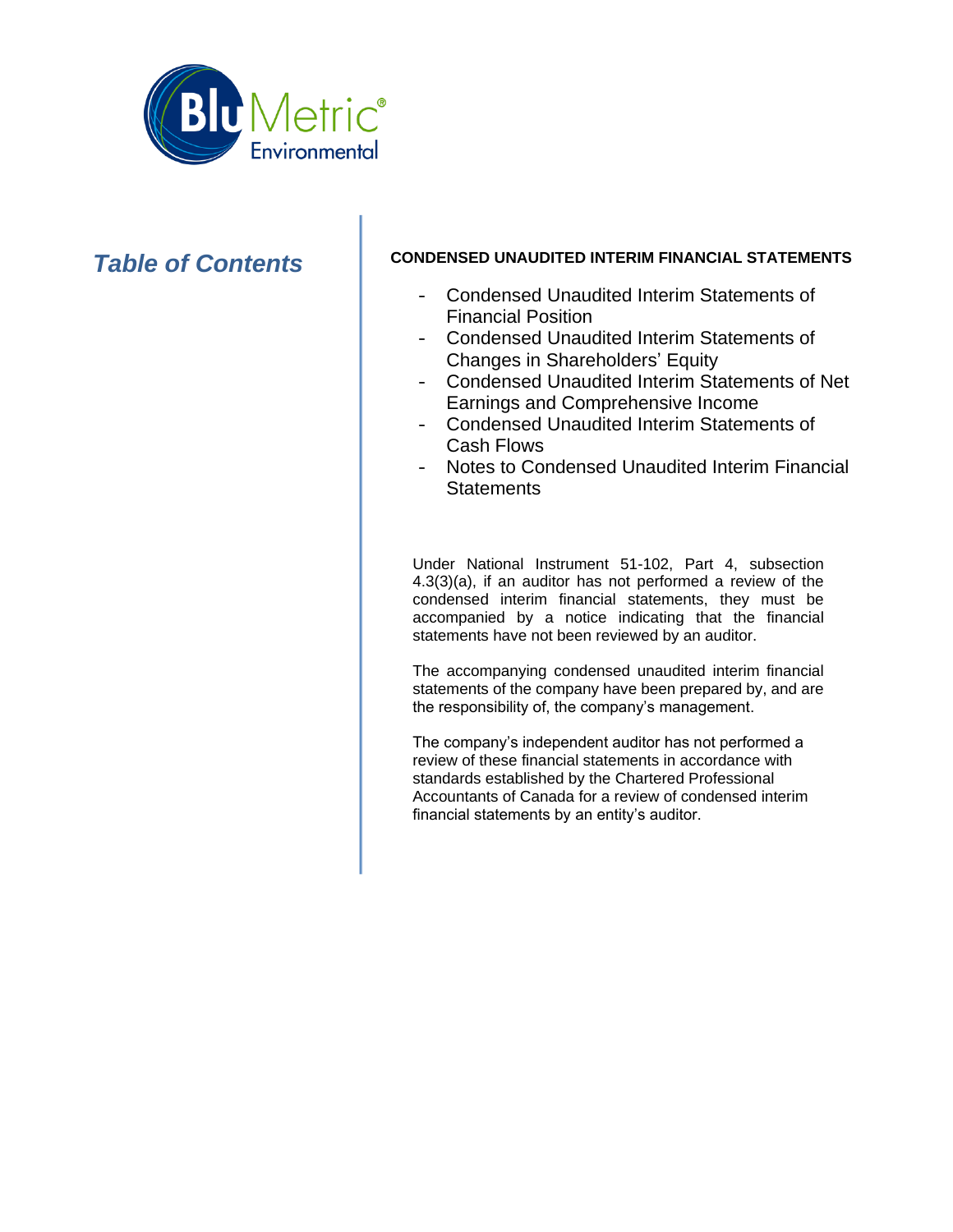# *Table of Contents*

**CONDENSED UNAUDITED INTERIM FINANCIAL STATEMENTS**

- Condensed Unaudited Interim Statements of Financial Position
- Condensed Unaudited Interim Statements of Changes in Shareholders' Equity
- Condensed Unaudited Interim Statements of Net Earnings and Comprehensive Income
- Condensed Unaudited Interim Statements of Cash Flows
- Notes to Condensed Unaudited Interim Financial Statements

Under National Instrument 51-102, Part 4, subsection 4.3(3)(a), if an auditor has not performed a review of the condensed interim financial statements, they must be accompanied by a notice indicating that the financial statements have not been reviewed by an auditor.

The accompanying condensed unaudited interim financial statements of the company have been prepared by, and are the responsibility of, the company's management.

The company's independent auditor has not performed a review of these financial statements in accordance with standards established by the Chartered Professional Accountants of Canada for a review of condensed interim financial statements by an entity's auditor.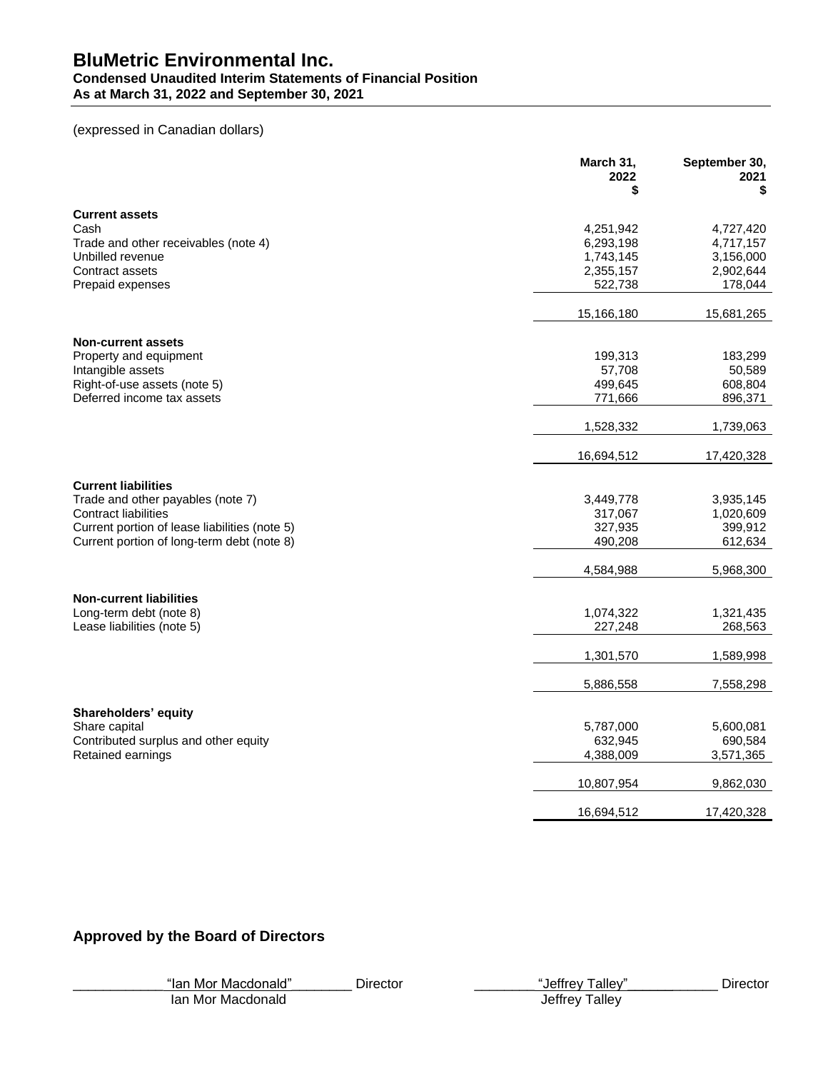# BluMetric Environmental Inc.

**Condensed Unaudited Interim Statements of Financial Position**
**As at March 31, 2022 and September 30, 2021**

(expressed in Canadian dollars)

| | March 31, 2022 $ | September 30, 2021 $ |
|---|---|---|
| **Current assets** | | |
| Cash | 4,251,942 | 4,727,420 |
| Trade and other receivables (note 4) | 6,293,198 | 4,717,157 |
| Unbilled revenue | 1,743,145 | 3,156,000 |
| Contract assets | 2,355,157 | 2,902,644 |
| Prepaid expenses | 522,738 | 178,044 |
| | 15,166,180 | 15,681,265 |
| **Non-current assets** | | |
| Property and equipment | 199,313 | 183,299 |
| Intangible assets | 57,708 | 50,589 |
| Right-of-use assets (note 5) | 499,645 | 608,804 |
| Deferred income tax assets | 771,666 | 896,371 |
| | 1,528,332 | 1,739,063 |
| | 16,694,512 | 17,420,328 |
| **Current liabilities** | | |
| Trade and other payables (note 7) | 3,449,778 | 3,935,145 |
| Contract liabilities | 317,067 | 1,020,609 |
| Current portion of lease liabilities (note 5) | 327,935 | 399,912 |
| Current portion of long-term debt (note 8) | 490,208 | 612,634 |
| | 4,584,988 | 5,968,300 |
| **Non-current liabilities** | | |
| Long-term debt (note 8) | 1,074,322 | 1,321,435 |
| Lease liabilities (note 5) | 227,248 | 268,563 |
| | 1,301,570 | 1,589,998 |
| | 5,886,558 | 7,558,298 |
| **Shareholders' equity** | | |
| Share capital | 5,787,000 | 5,600,081 |
| Contributed surplus and other equity | 632,945 | 690,584 |
| Retained earnings | 4,388,009 | 3,571,365 |
| | 10,807,954 | 9,862,030 |
| | 16,694,512 | 17,420,328 |

## Approved by the Board of Directors

"Ian Mor Macdonald" Director
Ian Mor Macdonald

"Jeffrey Talley" Director
Jeffrey Talley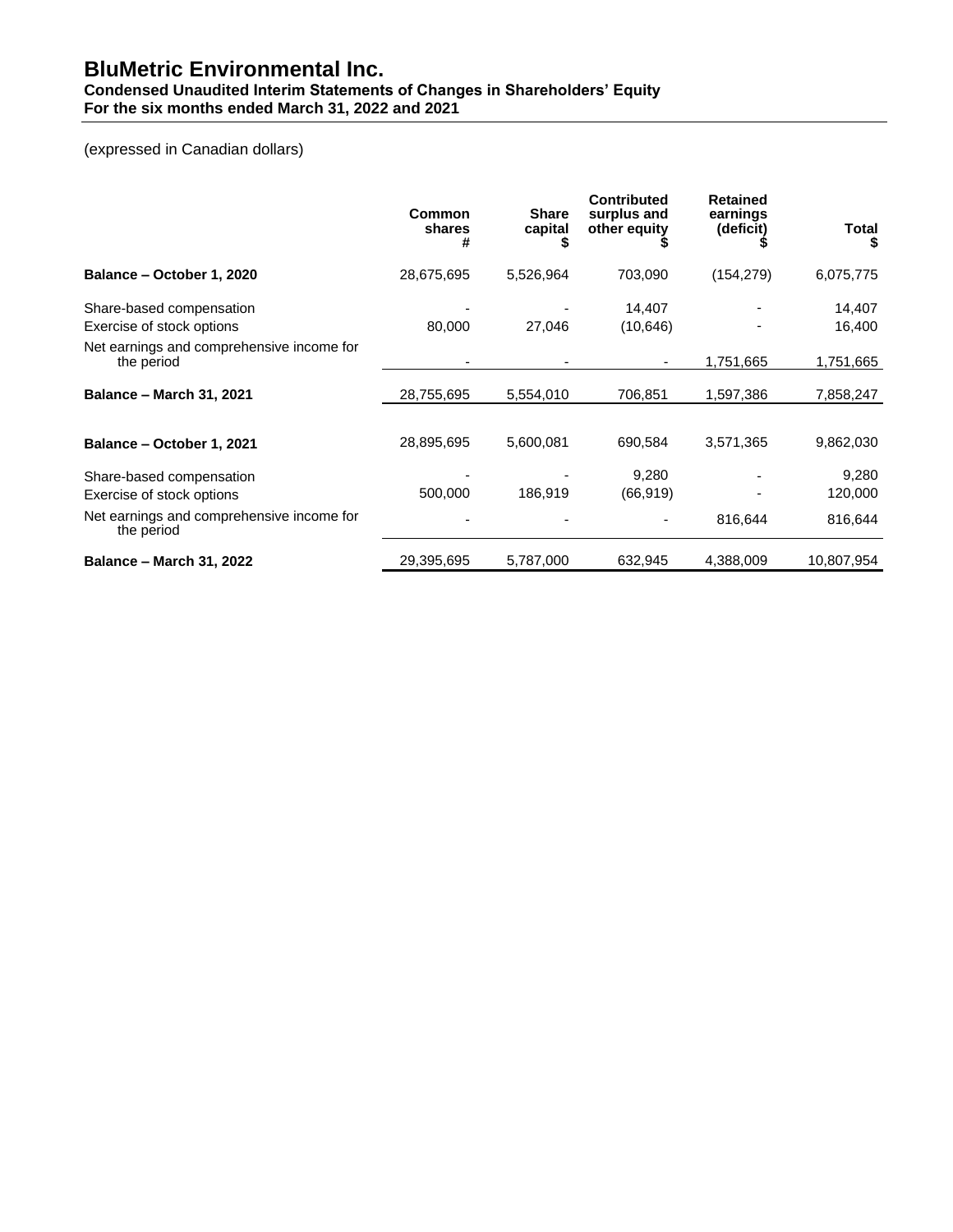# BluMetric Environmental Inc.

**Condensed Unaudited Interim Statements of Changes in Shareholders' Equity**
**For the six months ended March 31, 2022 and 2021**

(expressed in Canadian dollars)

| | Common shares # | Share capital $ | Contributed surplus and other equity $ | Retained earnings (deficit) $ | Total $ |
|---|---|---|---|---|---|
| **Balance – October 1, 2020** | 28,675,695 | 5,526,964 | 703,090 | (154,279) | 6,075,775 |
| Share-based compensation | - | - | 14,407 | - | 14,407 |
| Exercise of stock options | 80,000 | 27,046 | (10,646) | - | 16,400 |
| Net earnings and comprehensive income for the period | - | - | - | 1,751,665 | 1,751,665 |
| **Balance – March 31, 2021** | 28,755,695 | 5,554,010 | 706,851 | 1,597,386 | 7,858,247 |
| | | | | | |
| **Balance – October 1, 2021** | 28,895,695 | 5,600,081 | 690,584 | 3,571,365 | 9,862,030 |
| Share-based compensation | - | - | 9,280 | - | 9,280 |
| Exercise of stock options | 500,000 | 186,919 | (66,919) | - | 120,000 |
| Net earnings and comprehensive income for the period | - | - | - | 816,644 | 816,644 |
| **Balance – March 31, 2022** | 29,395,695 | 5,787,000 | 632,945 | 4,388,009 | 10,807,954 |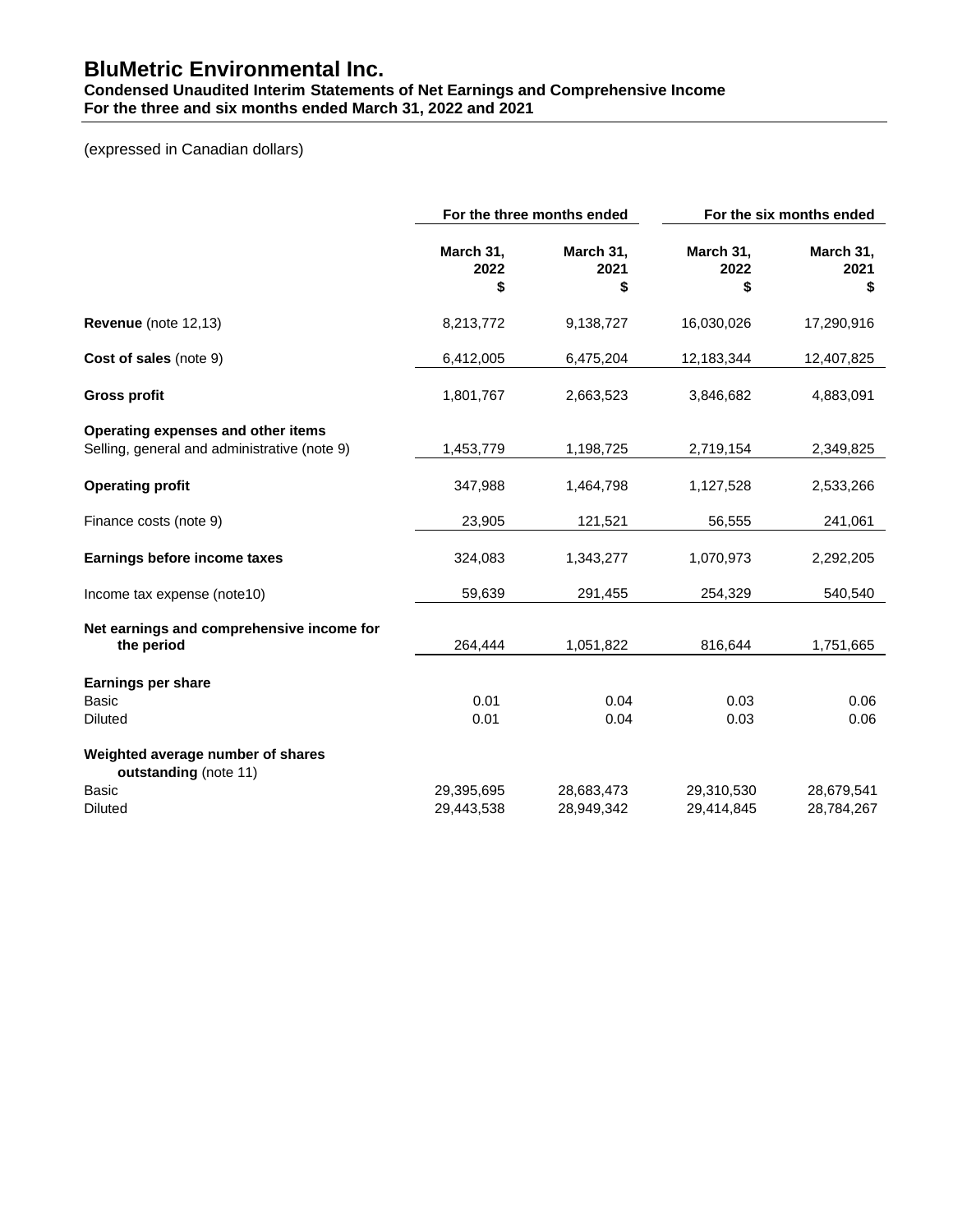# BluMetric Environmental Inc.

**Condensed Unaudited Interim Statements of Net Earnings and Comprehensive Income**
**For the three and six months ended March 31, 2022 and 2021**

(expressed in Canadian dollars)

| | For the three months ended | | For the six months ended | |
|---|---|---|---|---|
| | **March 31, 2022 $** | **March 31, 2021 $** | **March 31, 2022 $** | **March 31, 2021 $** |
| **Revenue** (note 12,13) | 8,213,772 | 9,138,727 | 16,030,026 | 17,290,916 |
| **Cost of sales** (note 9) | 6,412,005 | 6,475,204 | 12,183,344 | 12,407,825 |
| **Gross profit** | 1,801,767 | 2,663,523 | 3,846,682 | 4,883,091 |
| **Operating expenses and other items** | | | | |
| Selling, general and administrative (note 9) | 1,453,779 | 1,198,725 | 2,719,154 | 2,349,825 |
| **Operating profit** | 347,988 | 1,464,798 | 1,127,528 | 2,533,266 |
| Finance costs (note 9) | 23,905 | 121,521 | 56,555 | 241,061 |
| **Earnings before income taxes** | 324,083 | 1,343,277 | 1,070,973 | 2,292,205 |
| Income tax expense (note10) | 59,639 | 291,455 | 254,329 | 540,540 |
| **Net earnings and comprehensive income for the period** | 264,444 | 1,051,822 | 816,644 | 1,751,665 |
| **Earnings per share** | | | | |
| Basic | 0.01 | 0.04 | 0.03 | 0.06 |
| Diluted | 0.01 | 0.04 | 0.03 | 0.06 |
| **Weighted average number of shares outstanding** (note 11) | | | | |
| Basic | 29,395,695 | 28,683,473 | 29,310,530 | 28,679,541 |
| Diluted | 29,443,538 | 28,949,342 | 29,414,845 | 28,784,267 |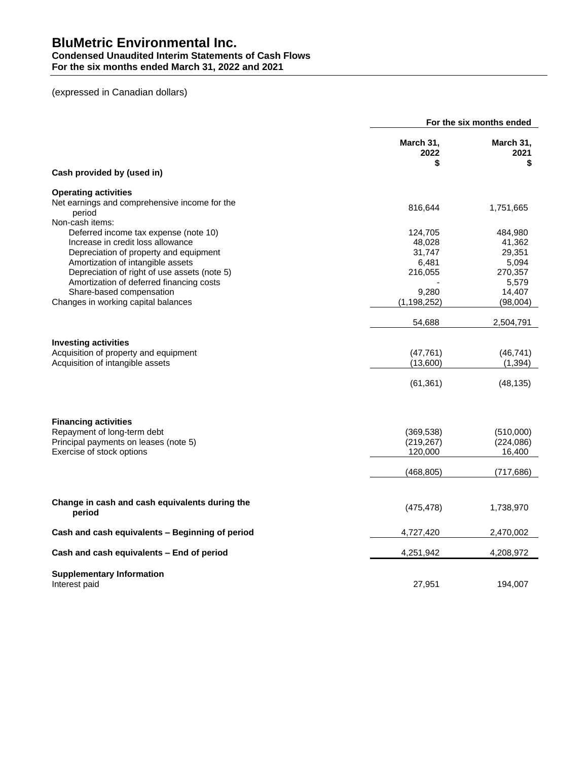# BluMetric Environmental Inc.
## Condensed Unaudited Interim Statements of Cash Flows
### For the six months ended March 31, 2022 and 2021

(expressed in Canadian dollars)

| | For the six months ended | |
|---|---|---|
| | March 31, 2022 $ | March 31, 2021 $ |
| **Cash provided by (used in)** | | |
| **Operating activities** | | |
| Net earnings and comprehensive income for the period | 816,644 | 1,751,665 |
| Non-cash items: | | |
| Deferred income tax expense (note 10) | 124,705 | 484,980 |
| Increase in credit loss allowance | 48,028 | 41,362 |
| Depreciation of property and equipment | 31,747 | 29,351 |
| Amortization of intangible assets | 6,481 | 5,094 |
| Depreciation of right of use assets (note 5) | 216,055 | 270,357 |
| Amortization of deferred financing costs | - | 5,579 |
| Share-based compensation | 9,280 | 14,407 |
| Changes in working capital balances | (1,198,252) | (98,004) |
| | 54,688 | 2,504,791 |
| **Investing activities** | | |
| Acquisition of property and equipment | (47,761) | (46,741) |
| Acquisition of intangible assets | (13,600) | (1,394) |
| | (61,361) | (48,135) |
| **Financing activities** | | |
| Repayment of long-term debt | (369,538) | (510,000) |
| Principal payments on leases (note 5) | (219,267) | (224,086) |
| Exercise of stock options | 120,000 | 16,400 |
| | (468,805) | (717,686) |
| **Change in cash and cash equivalents during the period** | (475,478) | 1,738,970 |
| **Cash and cash equivalents – Beginning of period** | 4,727,420 | 2,470,002 |
| **Cash and cash equivalents – End of period** | 4,251,942 | 4,208,972 |
| **Supplementary Information** | | |
| Interest paid | 27,951 | 194,007 |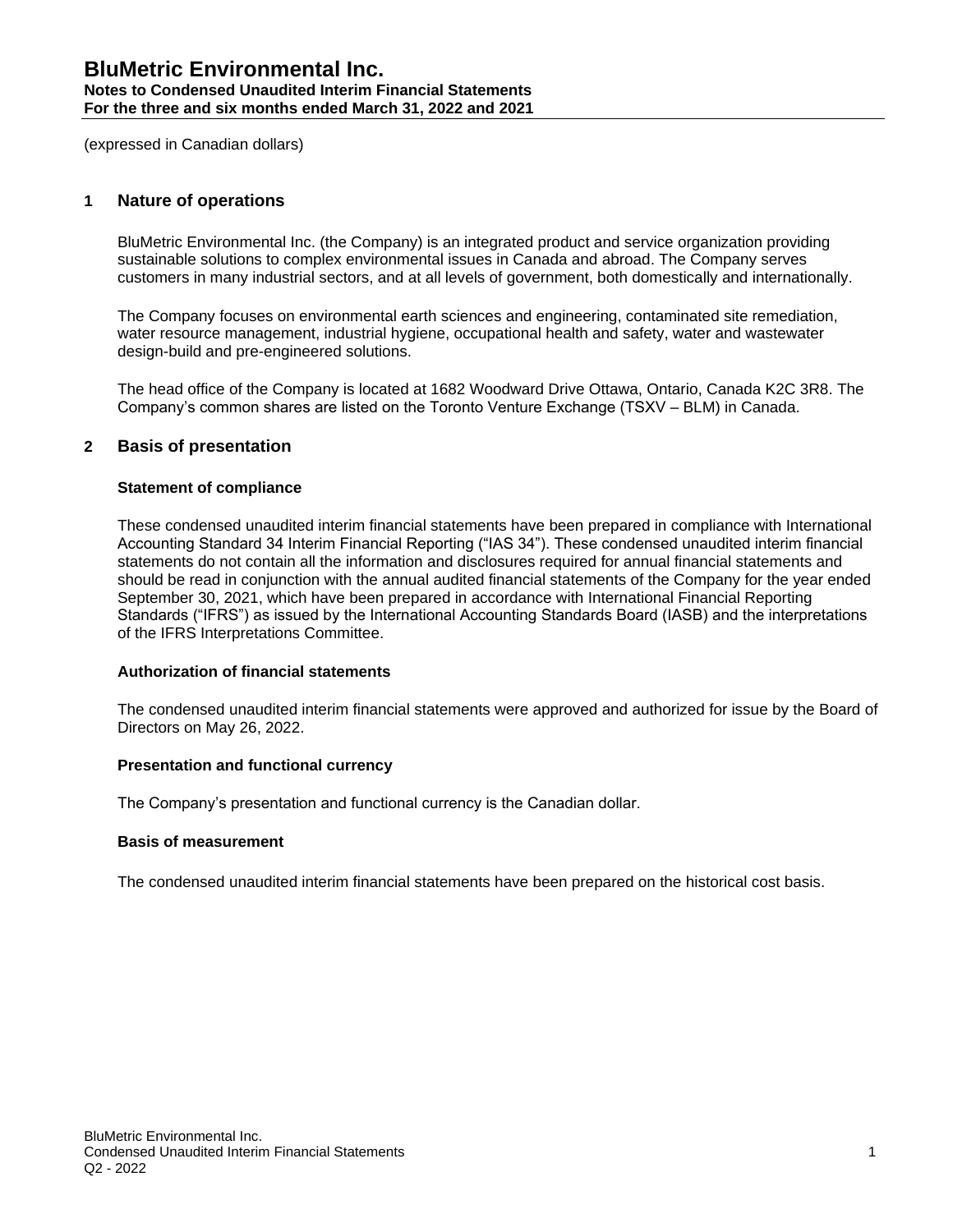(expressed in Canadian dollars)

## 1 Nature of operations

BluMetric Environmental Inc. (the Company) is an integrated product and service organization providing sustainable solutions to complex environmental issues in Canada and abroad. The Company serves customers in many industrial sectors, and at all levels of government, both domestically and internationally.

The Company focuses on environmental earth sciences and engineering, contaminated site remediation, water resource management, industrial hygiene, occupational health and safety, water and wastewater design-build and pre-engineered solutions.

The head office of the Company is located at 1682 Woodward Drive Ottawa, Ontario, Canada K2C 3R8. The Company's common shares are listed on the Toronto Venture Exchange (TSXV – BLM) in Canada.

## 2 Basis of presentation

### Statement of compliance

These condensed unaudited interim financial statements have been prepared in compliance with International Accounting Standard 34 Interim Financial Reporting ("IAS 34"). These condensed unaudited interim financial statements do not contain all the information and disclosures required for annual financial statements and should be read in conjunction with the annual audited financial statements of the Company for the year ended September 30, 2021, which have been prepared in accordance with International Financial Reporting Standards ("IFRS") as issued by the International Accounting Standards Board (IASB) and the interpretations of the IFRS Interpretations Committee.

### Authorization of financial statements

The condensed unaudited interim financial statements were approved and authorized for issue by the Board of Directors on May 26, 2022.

### Presentation and functional currency

The Company's presentation and functional currency is the Canadian dollar.

### Basis of measurement

The condensed unaudited interim financial statements have been prepared on the historical cost basis.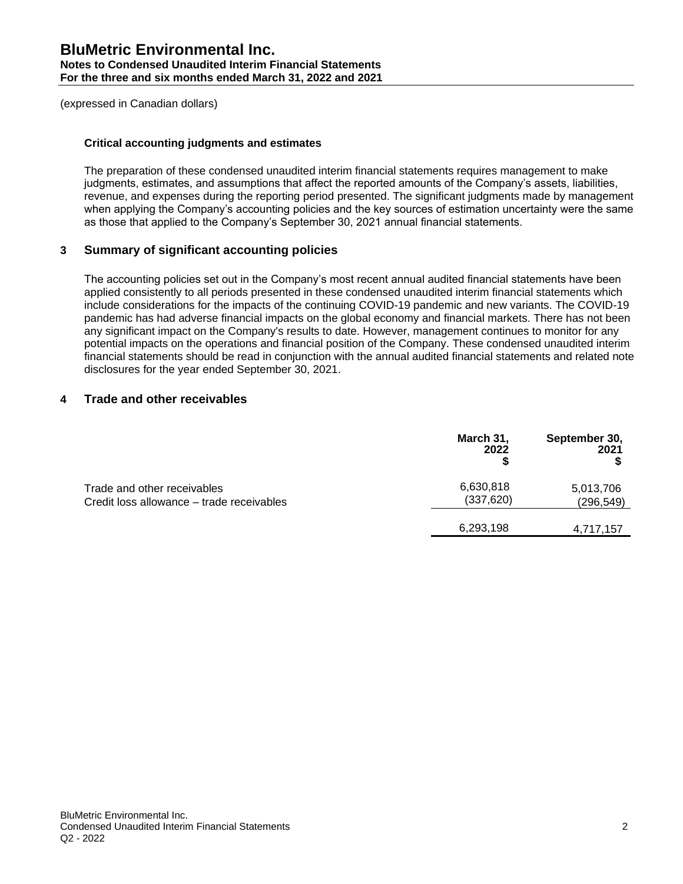(expressed in Canadian dollars)

### Critical accounting judgments and estimates

The preparation of these condensed unaudited interim financial statements requires management to make judgments, estimates, and assumptions that affect the reported amounts of the Company's assets, liabilities, revenue, and expenses during the reporting period presented. The significant judgments made by management when applying the Company's accounting policies and the key sources of estimation uncertainty were the same as those that applied to the Company's September 30, 2021 annual financial statements.

## 3 Summary of significant accounting policies

The accounting policies set out in the Company's most recent annual audited financial statements have been applied consistently to all periods presented in these condensed unaudited interim financial statements which include considerations for the impacts of the continuing COVID-19 pandemic and new variants. The COVID-19 pandemic has had adverse financial impacts on the global economy and financial markets. There has not been any significant impact on the Company's results to date. However, management continues to monitor for any potential impacts on the operations and financial position of the Company. These condensed unaudited interim financial statements should be read in conjunction with the annual audited financial statements and related note disclosures for the year ended September 30, 2021.

## 4 Trade and other receivables

| | March 31, 2022 $ | September 30, 2021 $ |
|---|---|---|
| Trade and other receivables | 6,630,818 | 5,013,706 |
| Credit loss allowance – trade receivables | (337,620) | (296,549) |
| | 6,293,198 | 4,717,157 |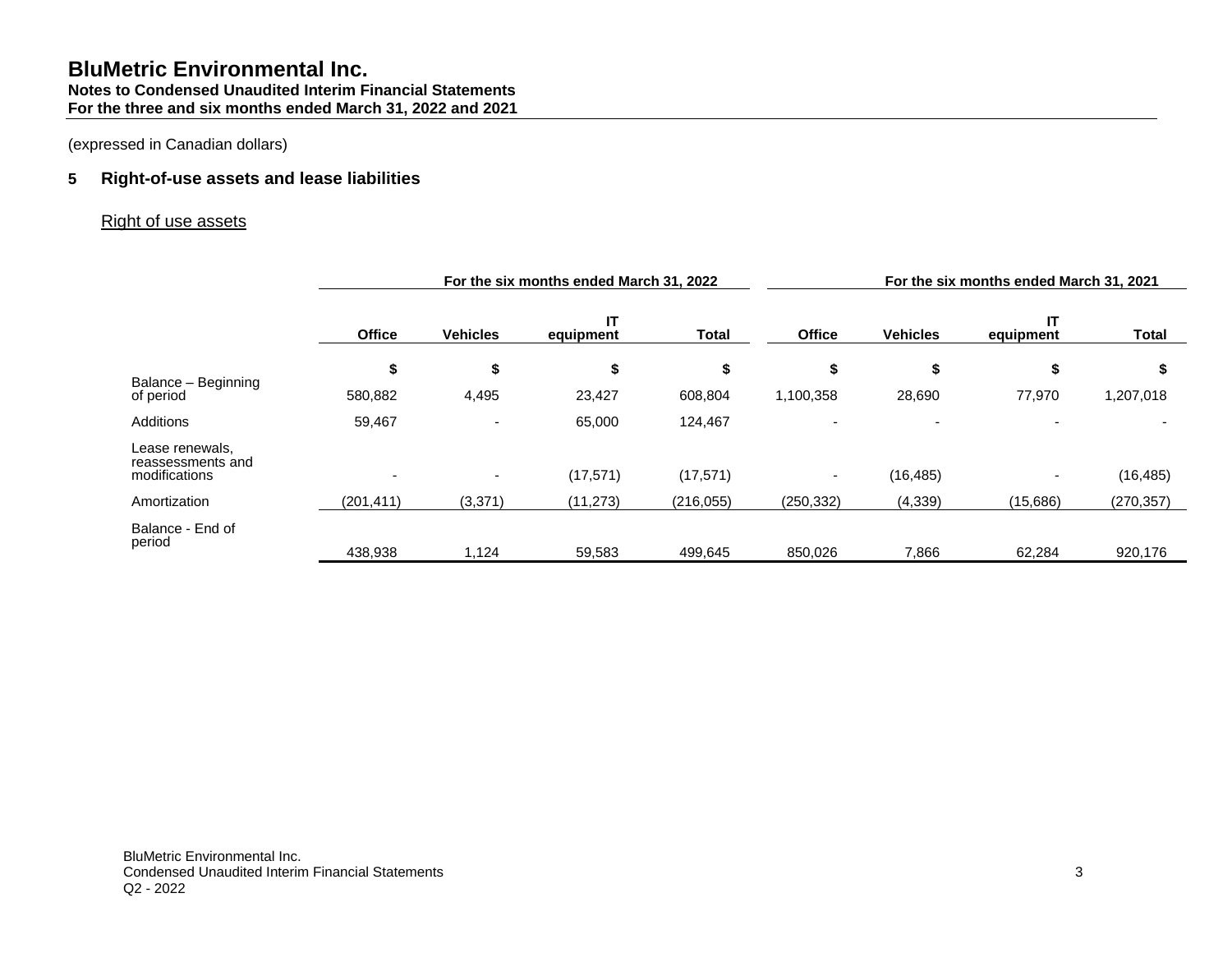(expressed in Canadian dollars)

## 5 Right-of-use assets and lease liabilities

Right of use assets

| | For the six months ended March 31, 2022 | | | | For the six months ended March 31, 2021 | | | |
|---|---|---|---|---|---|---|---|---|
| | Office | Vehicles | IT equipment | Total | Office | Vehicles | IT equipment | Total |
| | $ | $ | $ | $ | $ | $ | $ | $ |
| Balance – Beginning of period | 580,882 | 4,495 | 23,427 | 608,804 | 1,100,358 | 28,690 | 77,970 | 1,207,018 |
| Additions | 59,467 | - | 65,000 | 124,467 | - | - | - | - |
| Lease renewals, reassessments and modifications | - | - | (17,571) | (17,571) | - | (16,485) | - | (16,485) |
| Amortization | (201,411) | (3,371) | (11,273) | (216,055) | (250,332) | (4,339) | (15,686) | (270,357) |
| Balance - End of period | 438,938 | 1,124 | 59,583 | 499,645 | 850,026 | 7,866 | 62,284 | 920,176 |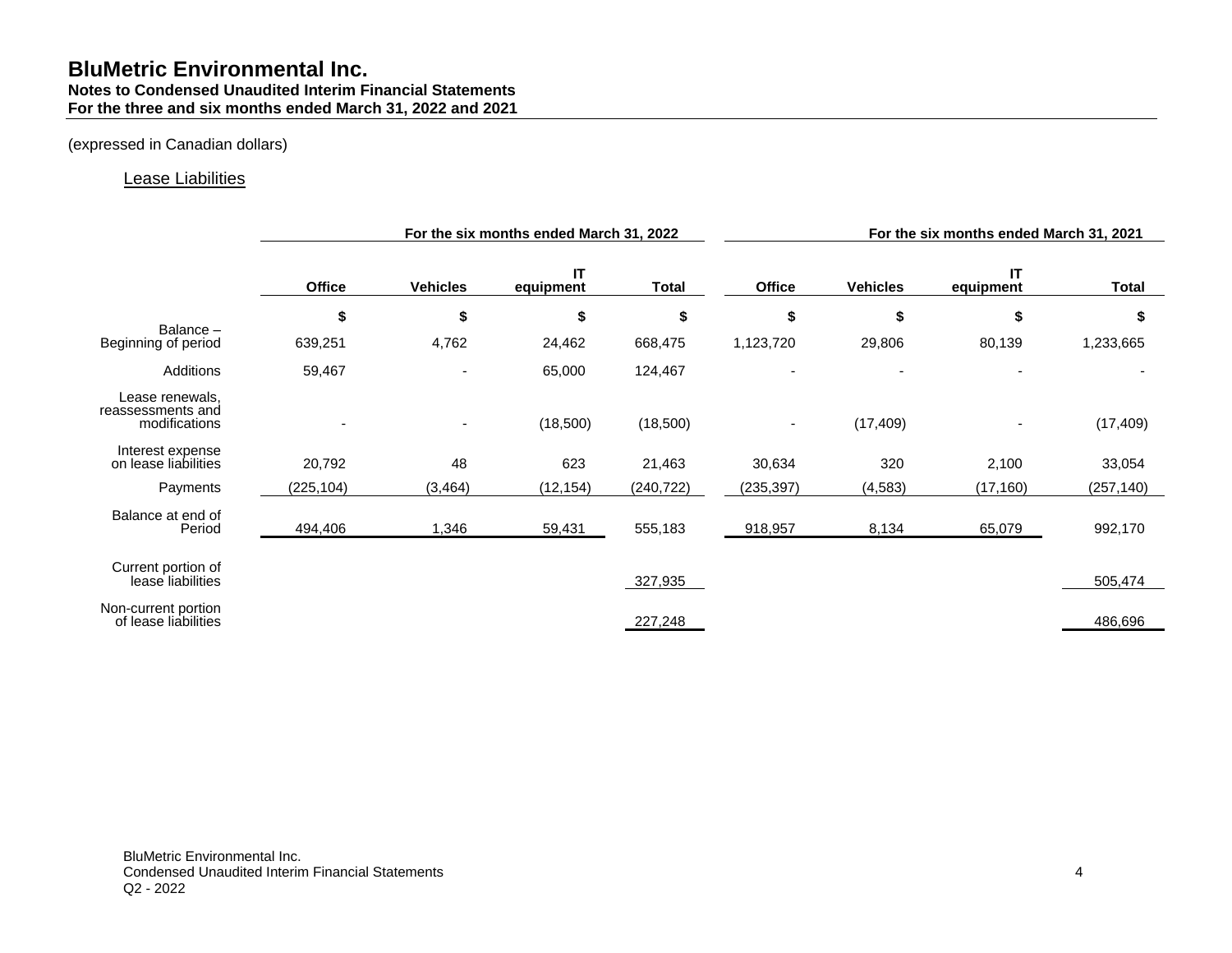# BluMetric Environmental Inc.

**Notes to Condensed Unaudited Interim Financial Statements**
**For the three and six months ended March 31, 2022 and 2021**

(expressed in Canadian dollars)

Lease Liabilities

| | For the six months ended March 31, 2022 | | | | For the six months ended March 31, 2021 | | | |
|---|---|---|---|---|---|---|---|---|
| | Office | Vehicles | IT equipment | Total | Office | Vehicles | IT equipment | Total |
| | $ | $ | $ | $ | $ | $ | $ | $ |
| Balance – Beginning of period | 639,251 | 4,762 | 24,462 | 668,475 | 1,123,720 | 29,806 | 80,139 | 1,233,665 |
| Additions | 59,467 | - | 65,000 | 124,467 | - | - | - | - |
| Lease renewals, reassessments and modifications | - | - | (18,500) | (18,500) | - | (17,409) | - | (17,409) |
| Interest expense on lease liabilities | 20,792 | 48 | 623 | 21,463 | 30,634 | 320 | 2,100 | 33,054 |
| Payments | (225,104) | (3,464) | (12,154) | (240,722) | (235,397) | (4,583) | (17,160) | (257,140) |
| Balance at end of Period | 494,406 | 1,346 | 59,431 | 555,183 | 918,957 | 8,134 | 65,079 | 992,170 |
| Current portion of lease liabilities | | | | 327,935 | | | | 505,474 |
| Non-current portion of lease liabilities | | | | 227,248 | | | | 486,696 |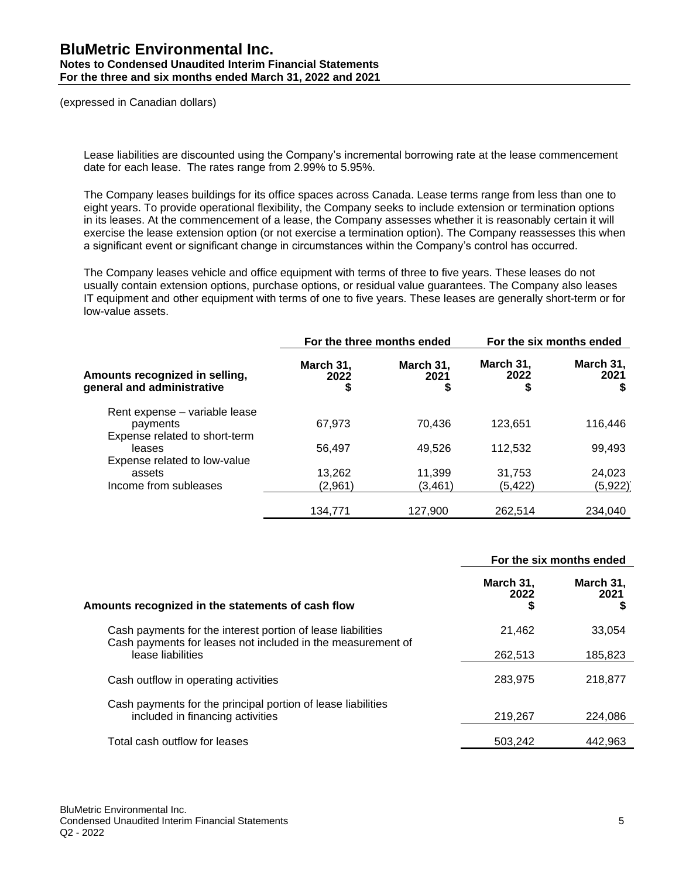(expressed in Canadian dollars)

Lease liabilities are discounted using the Company's incremental borrowing rate at the lease commencement date for each lease. The rates range from 2.99% to 5.95%.

The Company leases buildings for its office spaces across Canada. Lease terms range from less than one to eight years. To provide operational flexibility, the Company seeks to include extension or termination options in its leases. At the commencement of a lease, the Company assesses whether it is reasonably certain it will exercise the lease extension option (or not exercise a termination option). The Company reassesses this when a significant event or significant change in circumstances within the Company's control has occurred.

The Company leases vehicle and office equipment with terms of three to five years. These leases do not usually contain extension options, purchase options, or residual value guarantees. The Company also leases IT equipment and other equipment with terms of one to five years. These leases are generally short-term or for low-value assets.

| | For the three months ended | | For the six months ended | |
|---|---|---|---|---|
| **Amounts recognized in selling, general and administrative** | **March 31, 2022 $** | **March 31, 2021 $** | **March 31, 2022 $** | **March 31, 2021 $** |
| Rent expense – variable lease payments | 67,973 | 70,436 | 123,651 | 116,446 |
| Expense related to short-term leases | 56,497 | 49,526 | 112,532 | 99,493 |
| Expense related to low-value assets | 13,262 | 11,399 | 31,753 | 24,023 |
| Income from subleases | (2,961) | (3,461) | (5,422) | (5,922) |
| | 134,771 | 127,900 | 262,514 | 234,040 |

| | For the six months ended | |
|---|---|---|
| **Amounts recognized in the statements of cash flow** | **March 31, 2022 $** | **March 31, 2021 $** |
| Cash payments for the interest portion of lease liabilities | 21,462 | 33,054 |
| Cash payments for leases not included in the measurement of lease liabilities | 262,513 | 185,823 |
| Cash outflow in operating activities | 283,975 | 218,877 |
| Cash payments for the principal portion of lease liabilities included in financing activities | 219,267 | 224,086 |
| Total cash outflow for leases | 503,242 | 442,963 |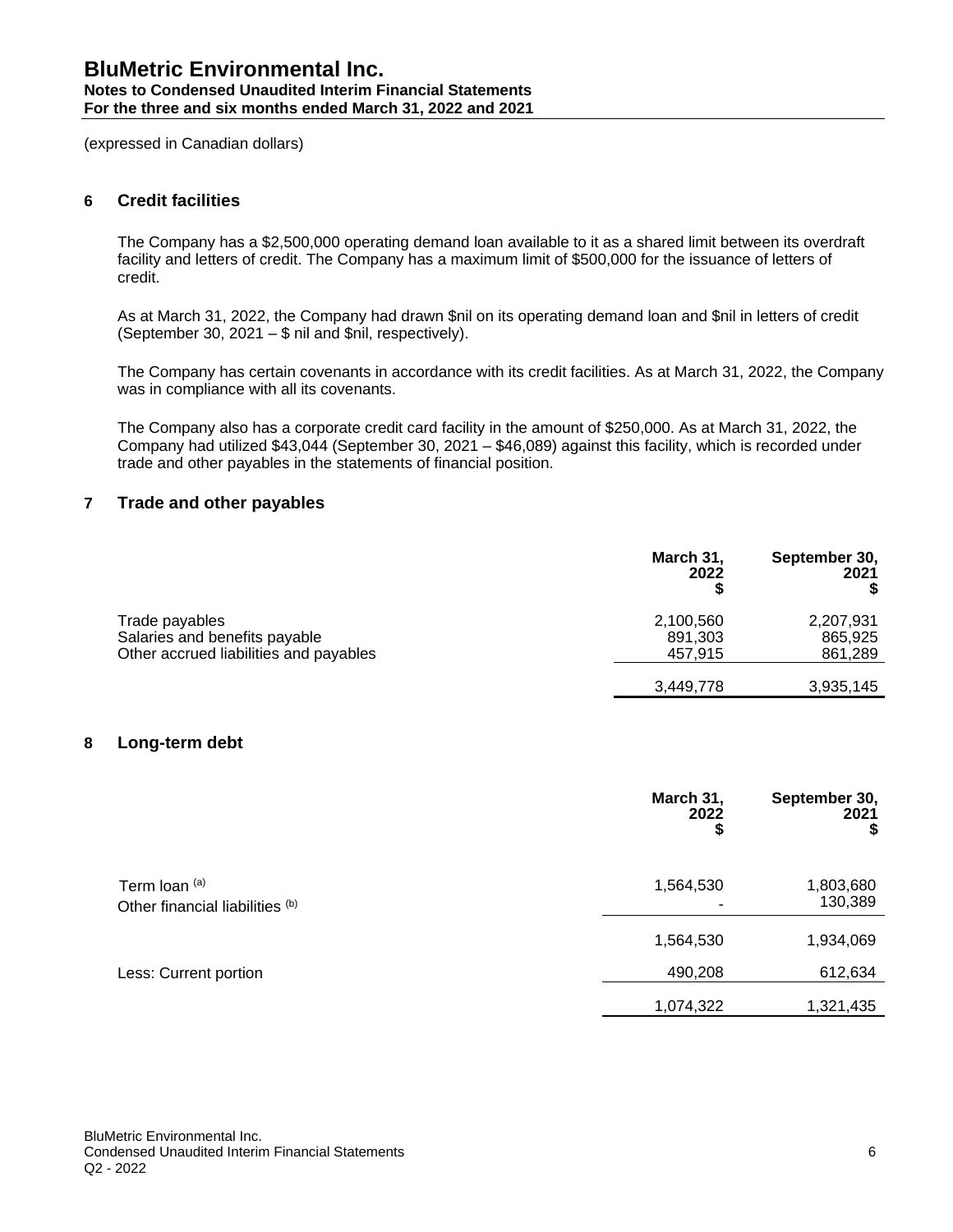(expressed in Canadian dollars)

## 6 Credit facilities

The Company has a $2,500,000 operating demand loan available to it as a shared limit between its overdraft facility and letters of credit. The Company has a maximum limit of $500,000 for the issuance of letters of credit.

As at March 31, 2022, the Company had drawn $nil on its operating demand loan and $nil in letters of credit (September 30, 2021 – $ nil and $nil, respectively).

The Company has certain covenants in accordance with its credit facilities. As at March 31, 2022, the Company was in compliance with all its covenants.

The Company also has a corporate credit card facility in the amount of $250,000. As at March 31, 2022, the Company had utilized $43,044 (September 30, 2021 – $46,089) against this facility, which is recorded under trade and other payables in the statements of financial position.

## 7 Trade and other payables

| | March 31, 2022 $ | September 30, 2021 $ |
|---|---|---|
| Trade payables | 2,100,560 | 2,207,931 |
| Salaries and benefits payable | 891,303 | 865,925 |
| Other accrued liabilities and payables | 457,915 | 861,289 |
| | 3,449,778 | 3,935,145 |

## 8 Long-term debt

| | March 31, 2022 $ | September 30, 2021 $ |
|---|---|---|
| Term loan [(a)] | 1,564,530 | 1,803,680 |
| Other financial liabilities [(b)] | - | 130,389 |
| | 1,564,530 | 1,934,069 |
| Less: Current portion | 490,208 | 612,634 |
| | 1,074,322 | 1,321,435 |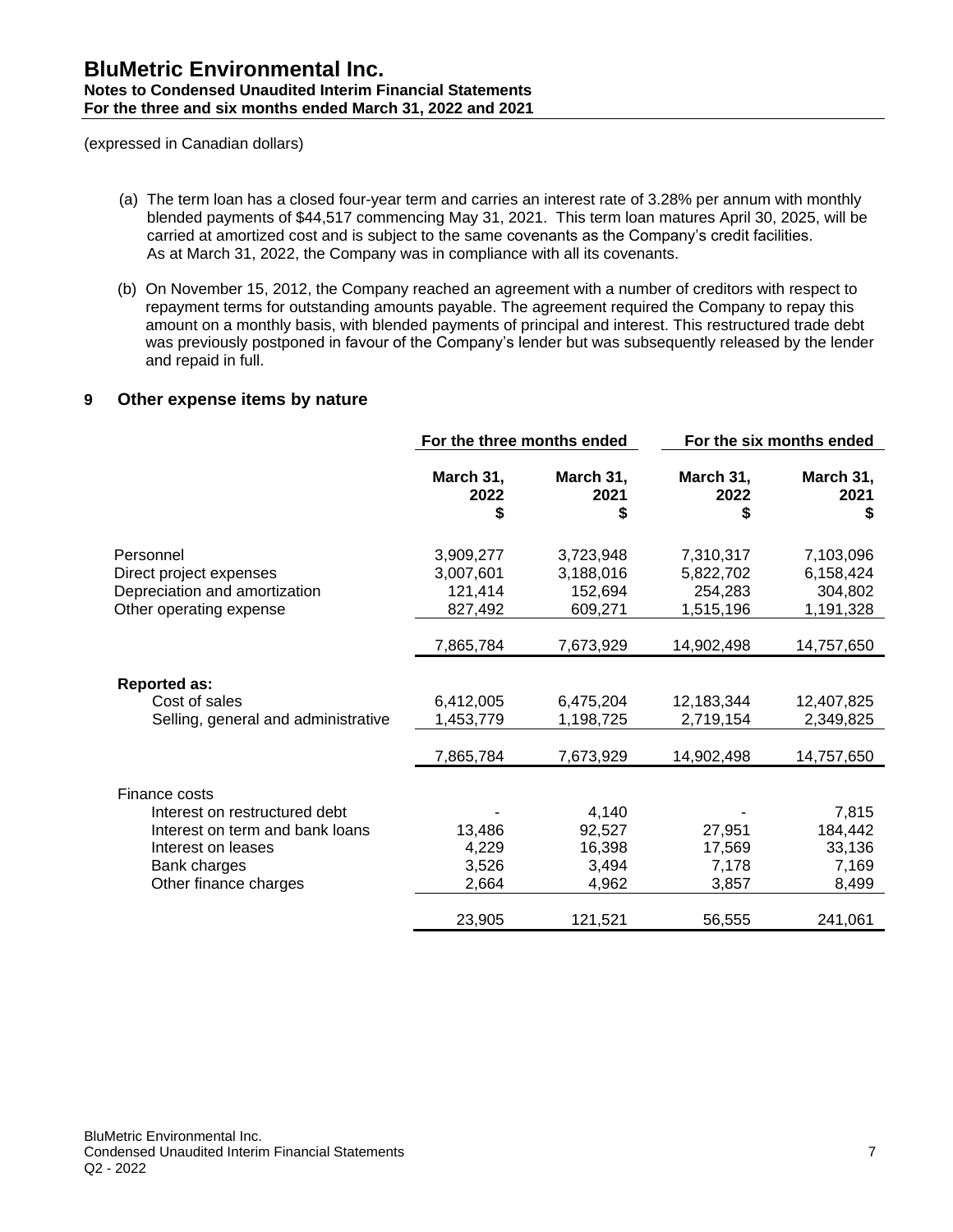(expressed in Canadian dollars)

(a) The term loan has a closed four-year term and carries an interest rate of 3.28% per annum with monthly blended payments of $44,517 commencing May 31, 2021. This term loan matures April 30, 2025, will be carried at amortized cost and is subject to the same covenants as the Company's credit facilities. As at March 31, 2022, the Company was in compliance with all its covenants.

(b) On November 15, 2012, the Company reached an agreement with a number of creditors with respect to repayment terms for outstanding amounts payable. The agreement required the Company to repay this amount on a monthly basis, with blended payments of principal and interest. This restructured trade debt was previously postponed in favour of the Company's lender but was subsequently released by the lender and repaid in full.

## 9 Other expense items by nature

| | For the three months ended | | For the six months ended | |
|---|---|---|---|---|
| | March 31, 2022 $ | March 31, 2021 $ | March 31, 2022 $ | March 31, 2021 $ |
| Personnel | 3,909,277 | 3,723,948 | 7,310,317 | 7,103,096 |
| Direct project expenses | 3,007,601 | 3,188,016 | 5,822,702 | 6,158,424 |
| Depreciation and amortization | 121,414 | 152,694 | 254,283 | 304,802 |
| Other operating expense | 827,492 | 609,271 | 1,515,196 | 1,191,328 |
| | 7,865,784 | 7,673,929 | 14,902,498 | 14,757,650 |
| **Reported as:** | | | | |
| Cost of sales | 6,412,005 | 6,475,204 | 12,183,344 | 12,407,825 |
| Selling, general and administrative | 1,453,779 | 1,198,725 | 2,719,154 | 2,349,825 |
| | 7,865,784 | 7,673,929 | 14,902,498 | 14,757,650 |
| Finance costs | | | | |
| Interest on restructured debt | - | 4,140 | - | 7,815 |
| Interest on term and bank loans | 13,486 | 92,527 | 27,951 | 184,442 |
| Interest on leases | 4,229 | 16,398 | 17,569 | 33,136 |
| Bank charges | 3,526 | 3,494 | 7,178 | 7,169 |
| Other finance charges | 2,664 | 4,962 | 3,857 | 8,499 |
| | 23,905 | 121,521 | 56,555 | 241,061 |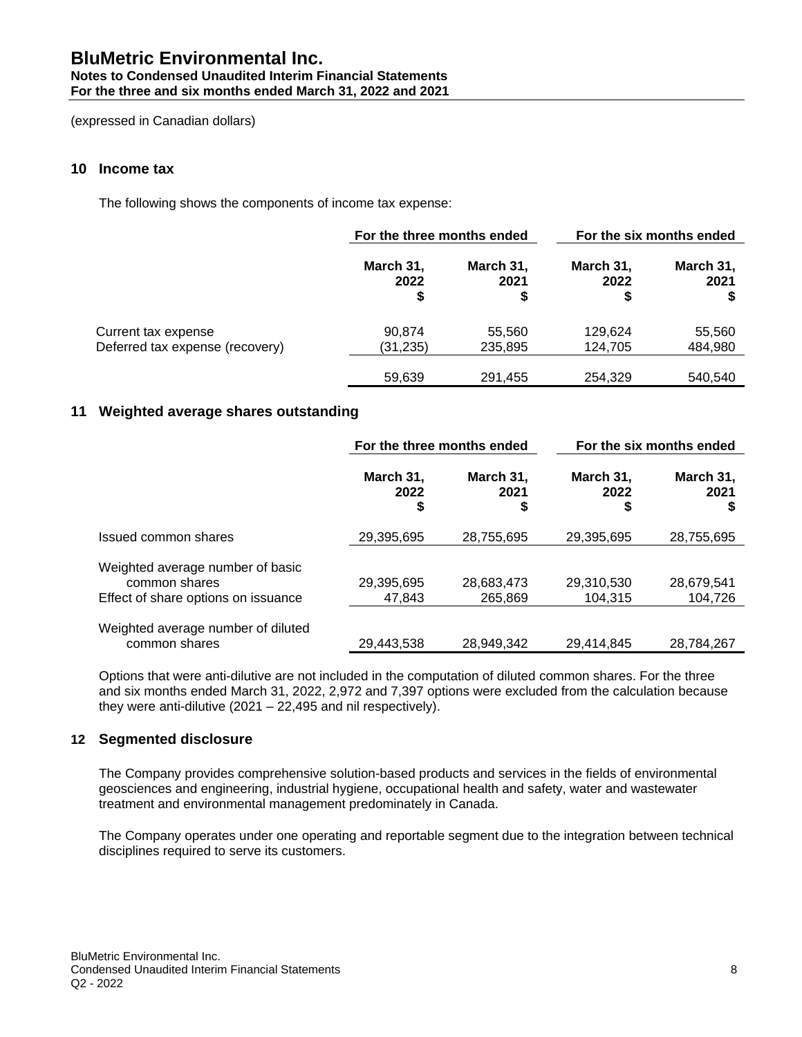# BluMetric Environmental Inc.

**Notes to Condensed Unaudited Interim Financial Statements**
**For the three and six months ended March 31, 2022 and 2021**

(expressed in Canadian dollars)

## 10 Income tax

The following shows the components of income tax expense:

| | For the three months ended | | For the six months ended | |
|---|---|---|---|---|
| | March 31, 2022 $ | March 31, 2021 $ | March 31, 2022 $ | March 31, 2021 $ |
| Current tax expense | 90,874 | 55,560 | 129,624 | 55,560 |
| Deferred tax expense (recovery) | (31,235) | 235,895 | 124,705 | 484,980 |
| | 59,639 | 291,455 | 254,329 | 540,540 |

## 11 Weighted average shares outstanding

| | For the three months ended | | For the six months ended | |
|---|---|---|---|---|
| | March 31, 2022 $ | March 31, 2021 $ | March 31, 2022 $ | March 31, 2021 $ |
| Issued common shares | 29,395,695 | 28,755,695 | 29,395,695 | 28,755,695 |
| Weighted average number of basic common shares | 29,395,695 | 28,683,473 | 29,310,530 | 28,679,541 |
| Effect of share options on issuance | 47,843 | 265,869 | 104,315 | 104,726 |
| Weighted average number of diluted common shares | 29,443,538 | 28,949,342 | 29,414,845 | 28,784,267 |

Options that were anti-dilutive are not included in the computation of diluted common shares. For the three and six months ended March 31, 2022, 2,972 and 7,397 options were excluded from the calculation because they were anti-dilutive (2021 – 22,495 and nil respectively).

## 12 Segmented disclosure

The Company provides comprehensive solution-based products and services in the fields of environmental geosciences and engineering, industrial hygiene, occupational health and safety, water and wastewater treatment and environmental management predominately in Canada.

The Company operates under one operating and reportable segment due to the integration between technical disciplines required to serve its customers.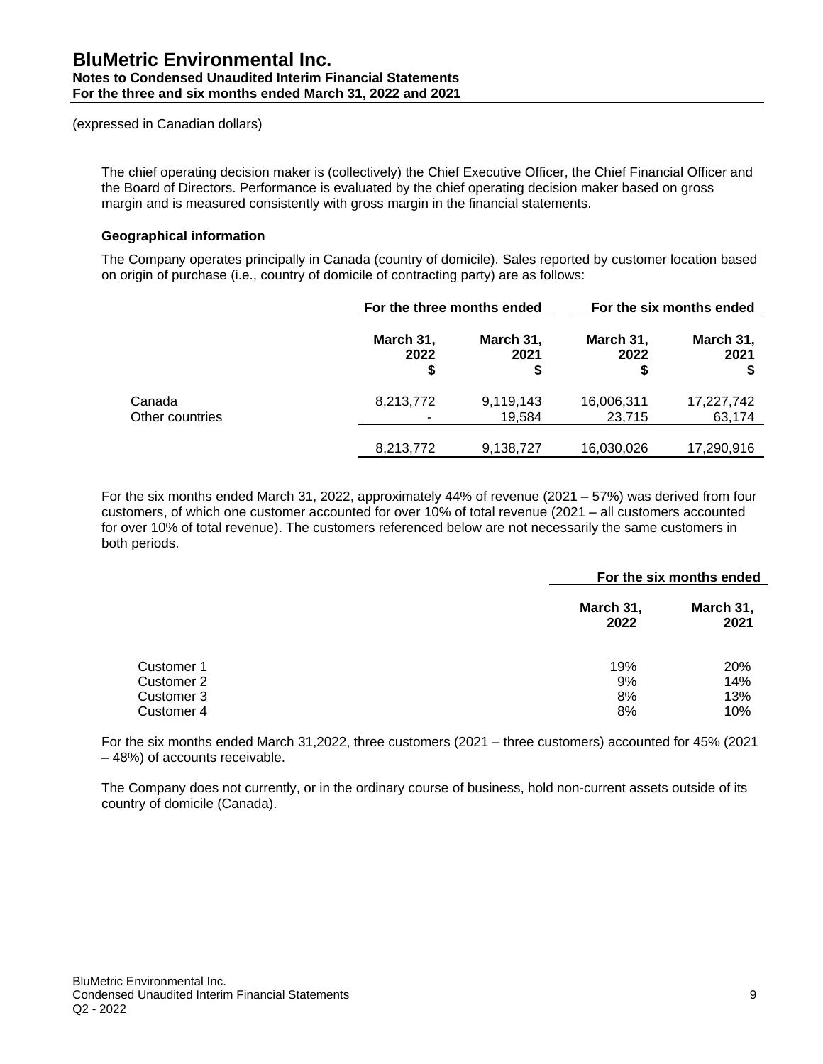(expressed in Canadian dollars)

The chief operating decision maker is (collectively) the Chief Executive Officer, the Chief Financial Officer and the Board of Directors. Performance is evaluated by the chief operating decision maker based on gross margin and is measured consistently with gross margin in the financial statements.

**Geographical information**

The Company operates principally in Canada (country of domicile). Sales reported by customer location based on origin of purchase (i.e., country of domicile of contracting party) are as follows:

| | For the three months ended | | For the six months ended | |
|---|---|---|---|---|
| | March 31, 2022 $ | March 31, 2021 $ | March 31, 2022 $ | March 31, 2021 $ |
| Canada | 8,213,772 | 9,119,143 | 16,006,311 | 17,227,742 |
| Other countries | - | 19,584 | 23,715 | 63,174 |
| | 8,213,772 | 9,138,727 | 16,030,026 | 17,290,916 |

For the six months ended March 31, 2022, approximately 44% of revenue (2021 – 57%) was derived from four customers, of which one customer accounted for over 10% of total revenue (2021 – all customers accounted for over 10% of total revenue). The customers referenced below are not necessarily the same customers in both periods.

| | For the six months ended | |
|---|---|---|
| | March 31, 2022 | March 31, 2021 |
| Customer 1 | 19% | 20% |
| Customer 2 | 9% | 14% |
| Customer 3 | 8% | 13% |
| Customer 4 | 8% | 10% |

For the six months ended March 31,2022, three customers (2021 – three customers) accounted for 45% (2021 – 48%) of accounts receivable.

The Company does not currently, or in the ordinary course of business, hold non-current assets outside of its country of domicile (Canada).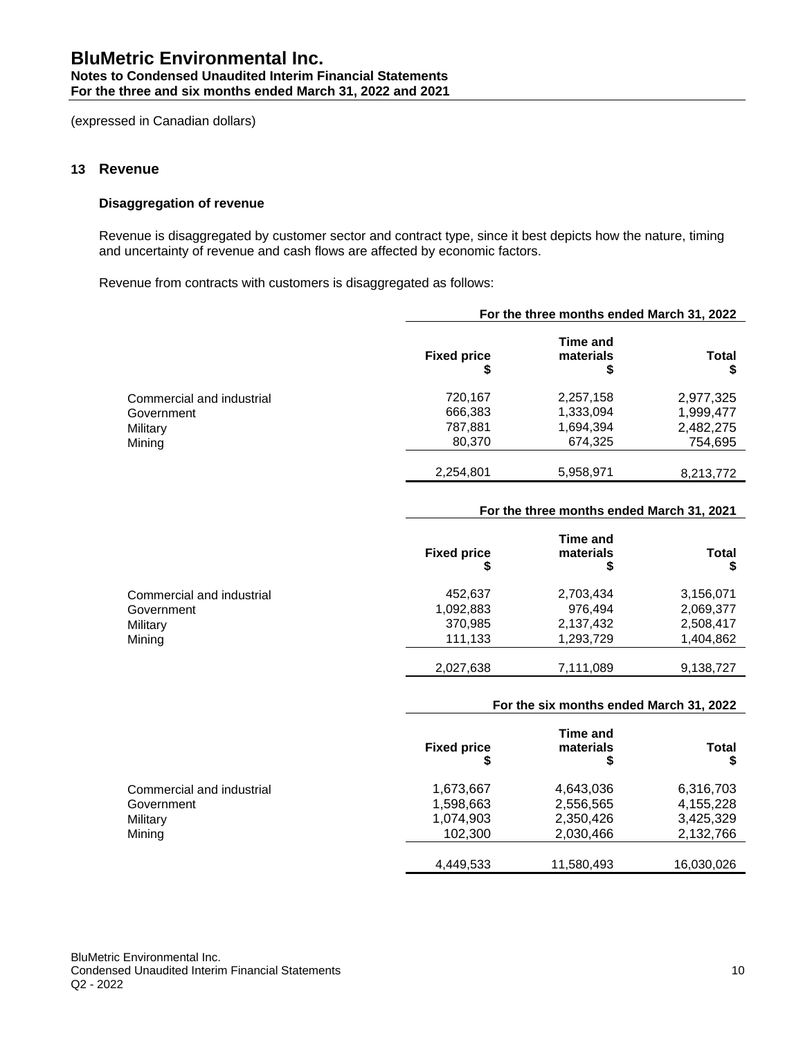(expressed in Canadian dollars)

## 13 Revenue

### Disaggregation of revenue

Revenue is disaggregated by customer sector and contract type, since it best depicts how the nature, timing and uncertainty of revenue and cash flows are affected by economic factors.

Revenue from contracts with customers is disaggregated as follows:

| | For the three months ended March 31, 2022 | | |
|---|---|---|---|
| | Fixed price $ | Time and materials $ | Total $ |
| Commercial and industrial | 720,167 | 2,257,158 | 2,977,325 |
| Government | 666,383 | 1,333,094 | 1,999,477 |
| Military | 787,881 | 1,694,394 | 2,482,275 |
| Mining | 80,370 | 674,325 | 754,695 |
| | 2,254,801 | 5,958,971 | 8,213,772 |

| | For the three months ended March 31, 2021 | | |
|---|---|---|---|
| | Fixed price $ | Time and materials $ | Total $ |
| Commercial and industrial | 452,637 | 2,703,434 | 3,156,071 |
| Government | 1,092,883 | 976,494 | 2,069,377 |
| Military | 370,985 | 2,137,432 | 2,508,417 |
| Mining | 111,133 | 1,293,729 | 1,404,862 |
| | 2,027,638 | 7,111,089 | 9,138,727 |

| | For the six months ended March 31, 2022 | | |
|---|---|---|---|
| | Fixed price $ | Time and materials $ | Total $ |
| Commercial and industrial | 1,673,667 | 4,643,036 | 6,316,703 |
| Government | 1,598,663 | 2,556,565 | 4,155,228 |
| Military | 1,074,903 | 2,350,426 | 3,425,329 |
| Mining | 102,300 | 2,030,466 | 2,132,766 |
| | 4,449,533 | 11,580,493 | 16,030,026 |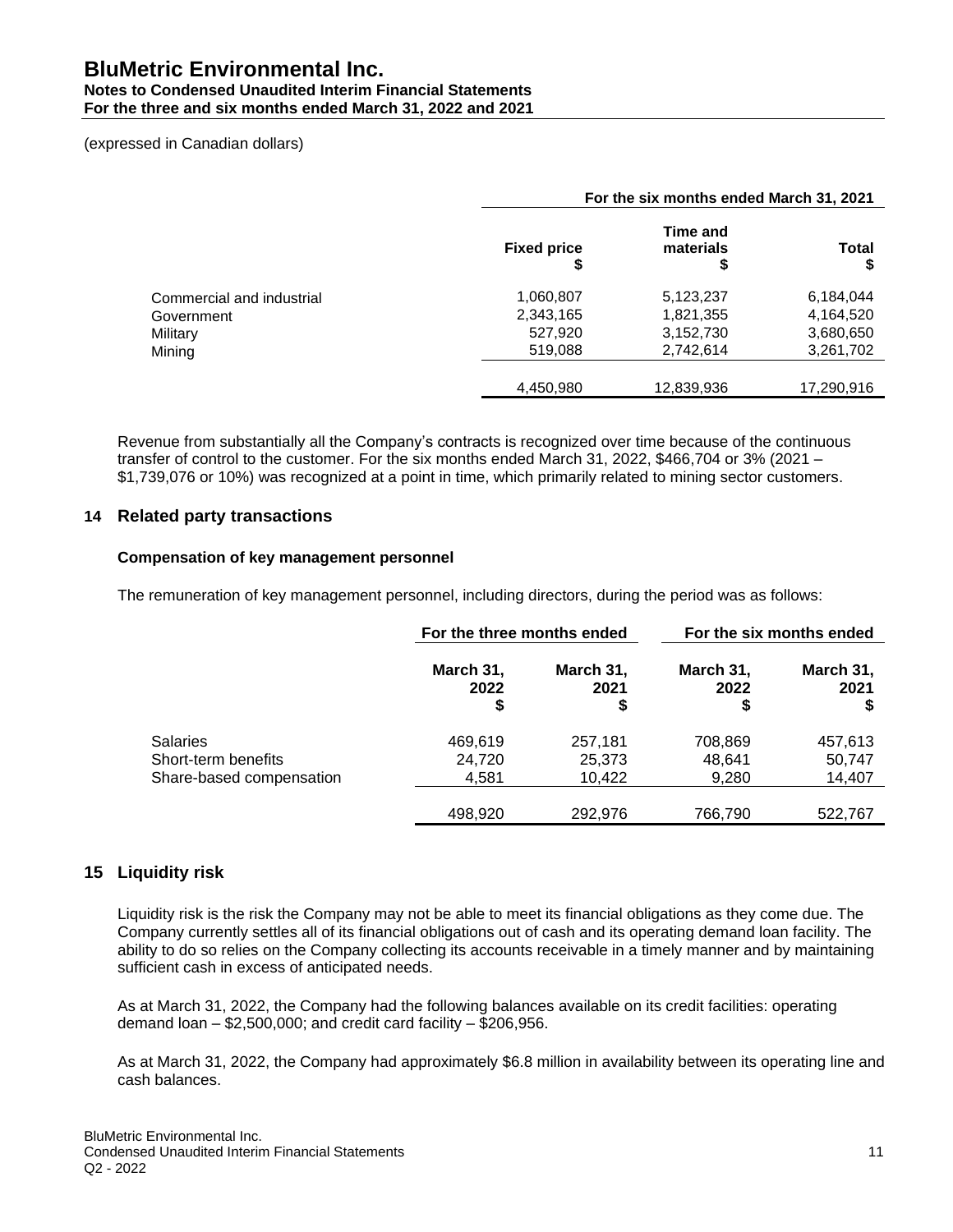(expressed in Canadian dollars)

| | For the six months ended March 31, 2021 | | |
|---|---|---|---|
| | Fixed price<br>$ | Time and materials<br>$ | Total<br>$ |
| Commercial and industrial | 1,060,807 | 5,123,237 | 6,184,044 |
| Government | 2,343,165 | 1,821,355 | 4,164,520 |
| Military | 527,920 | 3,152,730 | 3,680,650 |
| Mining | 519,088 | 2,742,614 | 3,261,702 |
| | 4,450,980 | 12,839,936 | 17,290,916 |

Revenue from substantially all the Company's contracts is recognized over time because of the continuous transfer of control to the customer. For the six months ended March 31, 2022, $466,704 or 3% (2021 – $1,739,076 or 10%) was recognized at a point in time, which primarily related to mining sector customers.

## 14 Related party transactions

### Compensation of key management personnel

The remuneration of key management personnel, including directors, during the period was as follows:

| | For the three months ended | | For the six months ended | |
|---|---|---|---|---|
| | March 31, 2022<br>$ | March 31, 2021<br>$ | March 31, 2022<br>$ | March 31, 2021<br>$ |
| Salaries | 469,619 | 257,181 | 708,869 | 457,613 |
| Short-term benefits | 24,720 | 25,373 | 48,641 | 50,747 |
| Share-based compensation | 4,581 | 10,422 | 9,280 | 14,407 |
| | 498,920 | 292,976 | 766,790 | 522,767 |

## 15 Liquidity risk

Liquidity risk is the risk the Company may not be able to meet its financial obligations as they come due. The Company currently settles all of its financial obligations out of cash and its operating demand loan facility. The ability to do so relies on the Company collecting its accounts receivable in a timely manner and by maintaining sufficient cash in excess of anticipated needs.

As at March 31, 2022, the Company had the following balances available on its credit facilities: operating demand loan – $2,500,000; and credit card facility – $206,956.

As at March 31, 2022, the Company had approximately $6.8 million in availability between its operating line and cash balances.